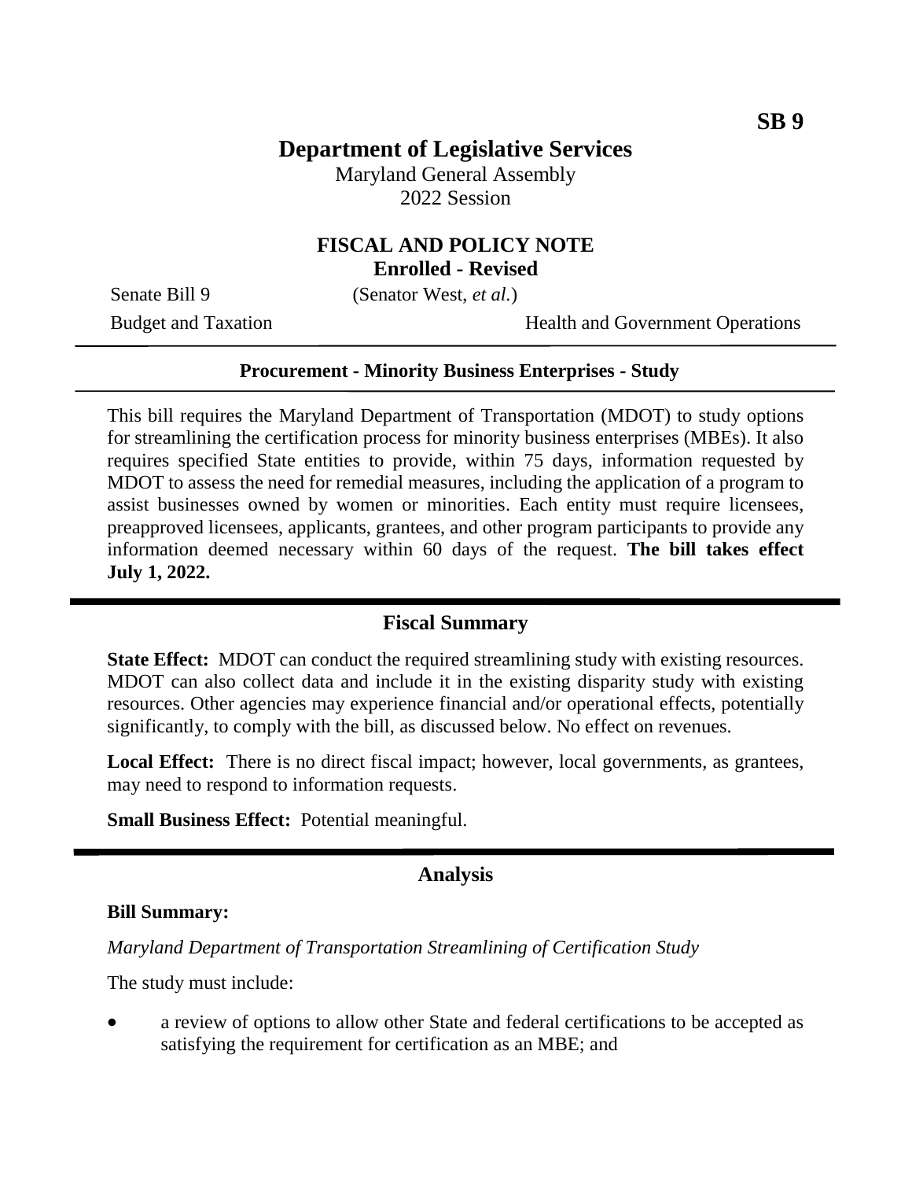**SB 9**

# Department of Legislative Services

Maryland General Assembly
2022 Session

## FISCAL AND POLICY NOTE
**Enrolled - Revised**

Senate Bill 9 (Senator West, *et al.*)

Budget and Taxation Health and Government Operations

---

**Procurement - Minority Business Enterprises - Study**

---

This bill requires the Maryland Department of Transportation (MDOT) to study options for streamlining the certification process for minority business enterprises (MBEs). It also requires specified State entities to provide, within 75 days, information requested by MDOT to assess the need for remedial measures, including the application of a program to assist businesses owned by women or minorities. Each entity must require licensees, preapproved licensees, applicants, grantees, and other program participants to provide any information deemed necessary within 60 days of the request. **The bill takes effect July 1, 2022.**

## Fiscal Summary

**State Effect:** MDOT can conduct the required streamlining study with existing resources. MDOT can also collect data and include it in the existing disparity study with existing resources. Other agencies may experience financial and/or operational effects, potentially significantly, to comply with the bill, as discussed below. No effect on revenues.

**Local Effect:** There is no direct fiscal impact; however, local governments, as grantees, may need to respond to information requests.

**Small Business Effect:** Potential meaningful.

## Analysis

### Bill Summary:

*Maryland Department of Transportation Streamlining of Certification Study*

The study must include:

- a review of options to allow other State and federal certifications to be accepted as satisfying the requirement for certification as an MBE; and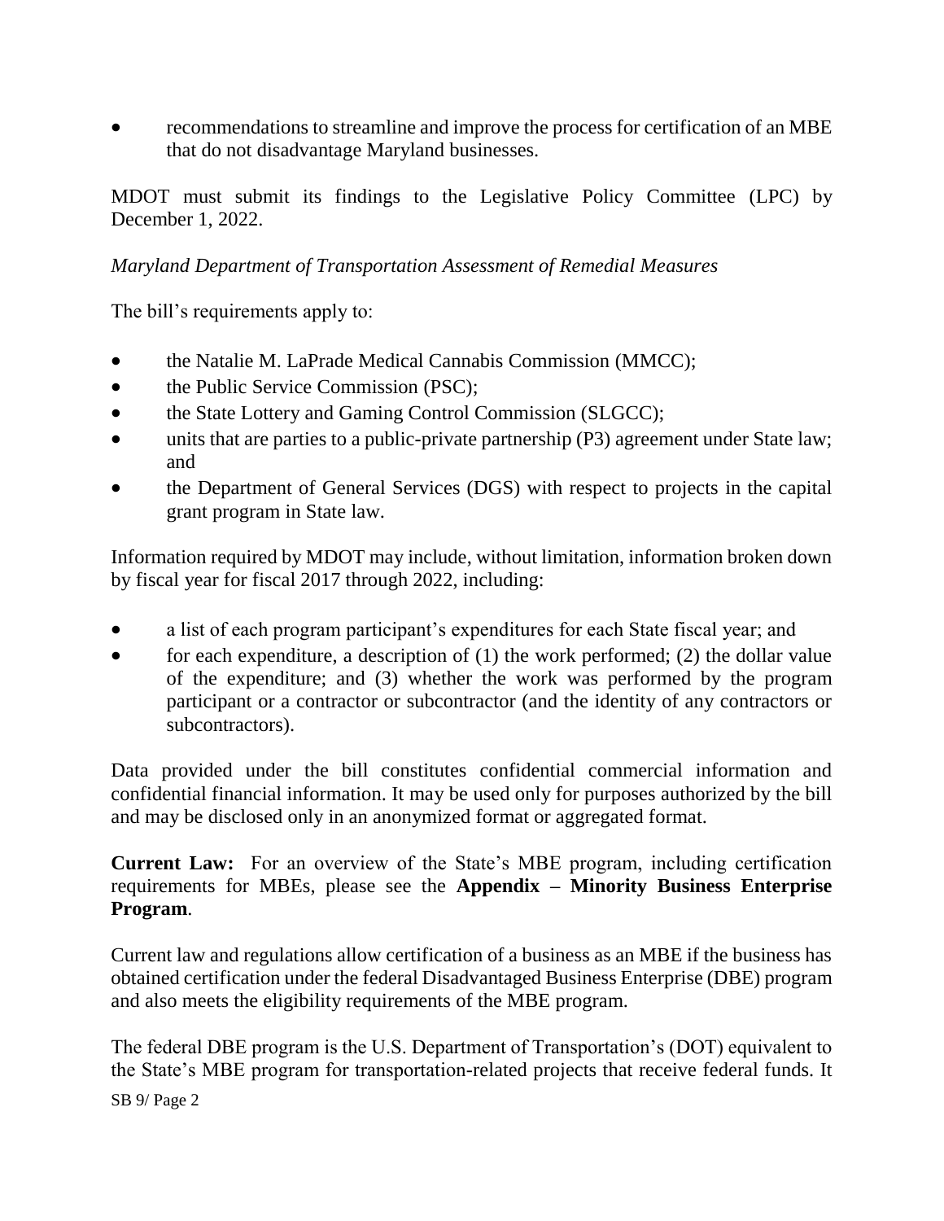- recommendations to streamline and improve the process for certification of an MBE that do not disadvantage Maryland businesses.

MDOT must submit its findings to the Legislative Policy Committee (LPC) by December 1, 2022.

*Maryland Department of Transportation Assessment of Remedial Measures*

The bill's requirements apply to:

- the Natalie M. LaPrade Medical Cannabis Commission (MMCC);
- the Public Service Commission (PSC);
- the State Lottery and Gaming Control Commission (SLGCC);
- units that are parties to a public-private partnership (P3) agreement under State law; and
- the Department of General Services (DGS) with respect to projects in the capital grant program in State law.

Information required by MDOT may include, without limitation, information broken down by fiscal year for fiscal 2017 through 2022, including:

- a list of each program participant's expenditures for each State fiscal year; and
- for each expenditure, a description of (1) the work performed; (2) the dollar value of the expenditure; and (3) whether the work was performed by the program participant or a contractor or subcontractor (and the identity of any contractors or subcontractors).

Data provided under the bill constitutes confidential commercial information and confidential financial information. It may be used only for purposes authorized by the bill and may be disclosed only in an anonymized format or aggregated format.

**Current Law:** For an overview of the State's MBE program, including certification requirements for MBEs, please see the **Appendix – Minority Business Enterprise Program**.

Current law and regulations allow certification of a business as an MBE if the business has obtained certification under the federal Disadvantaged Business Enterprise (DBE) program and also meets the eligibility requirements of the MBE program.

The federal DBE program is the U.S. Department of Transportation's (DOT) equivalent to the State's MBE program for transportation-related projects that receive federal funds. It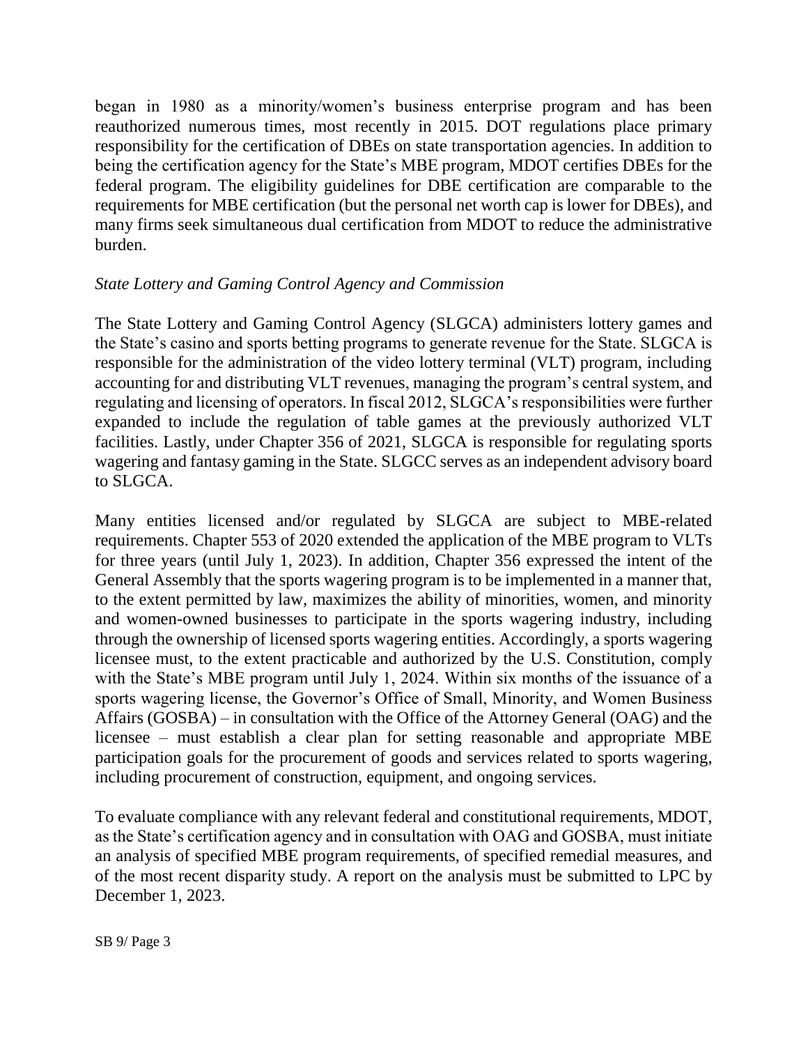began in 1980 as a minority/women's business enterprise program and has been reauthorized numerous times, most recently in 2015. DOT regulations place primary responsibility for the certification of DBEs on state transportation agencies. In addition to being the certification agency for the State's MBE program, MDOT certifies DBEs for the federal program. The eligibility guidelines for DBE certification are comparable to the requirements for MBE certification (but the personal net worth cap is lower for DBEs), and many firms seek simultaneous dual certification from MDOT to reduce the administrative burden.

*State Lottery and Gaming Control Agency and Commission*

The State Lottery and Gaming Control Agency (SLGCA) administers lottery games and the State's casino and sports betting programs to generate revenue for the State. SLGCA is responsible for the administration of the video lottery terminal (VLT) program, including accounting for and distributing VLT revenues, managing the program's central system, and regulating and licensing of operators. In fiscal 2012, SLGCA's responsibilities were further expanded to include the regulation of table games at the previously authorized VLT facilities. Lastly, under Chapter 356 of 2021, SLGCA is responsible for regulating sports wagering and fantasy gaming in the State. SLGCC serves as an independent advisory board to SLGCA.

Many entities licensed and/or regulated by SLGCA are subject to MBE-related requirements. Chapter 553 of 2020 extended the application of the MBE program to VLTs for three years (until July 1, 2023). In addition, Chapter 356 expressed the intent of the General Assembly that the sports wagering program is to be implemented in a manner that, to the extent permitted by law, maximizes the ability of minorities, women, and minority and women-owned businesses to participate in the sports wagering industry, including through the ownership of licensed sports wagering entities. Accordingly, a sports wagering licensee must, to the extent practicable and authorized by the U.S. Constitution, comply with the State's MBE program until July 1, 2024. Within six months of the issuance of a sports wagering license, the Governor's Office of Small, Minority, and Women Business Affairs (GOSBA) – in consultation with the Office of the Attorney General (OAG) and the licensee – must establish a clear plan for setting reasonable and appropriate MBE participation goals for the procurement of goods and services related to sports wagering, including procurement of construction, equipment, and ongoing services.

To evaluate compliance with any relevant federal and constitutional requirements, MDOT, as the State's certification agency and in consultation with OAG and GOSBA, must initiate an analysis of specified MBE program requirements, of specified remedial measures, and of the most recent disparity study. A report on the analysis must be submitted to LPC by December 1, 2023.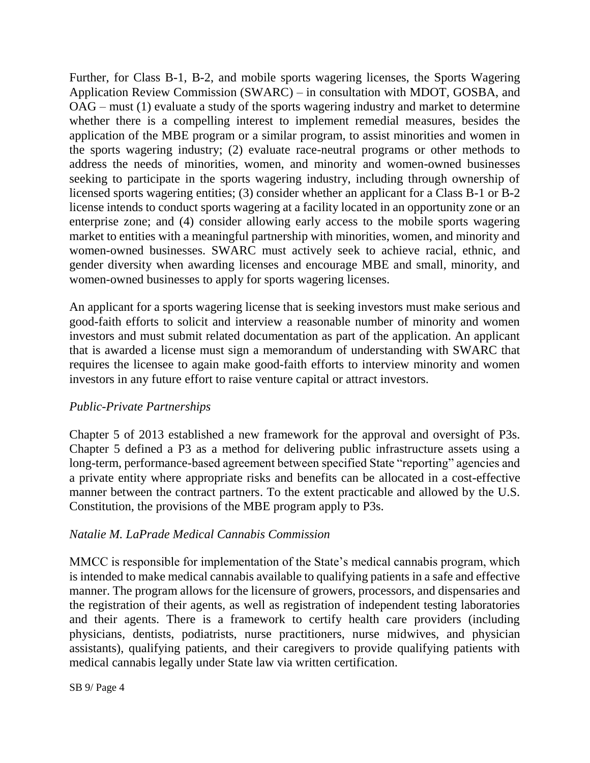Further, for Class B-1, B-2, and mobile sports wagering licenses, the Sports Wagering Application Review Commission (SWARC) – in consultation with MDOT, GOSBA, and OAG – must (1) evaluate a study of the sports wagering industry and market to determine whether there is a compelling interest to implement remedial measures, besides the application of the MBE program or a similar program, to assist minorities and women in the sports wagering industry; (2) evaluate race-neutral programs or other methods to address the needs of minorities, women, and minority and women-owned businesses seeking to participate in the sports wagering industry, including through ownership of licensed sports wagering entities; (3) consider whether an applicant for a Class B-1 or B-2 license intends to conduct sports wagering at a facility located in an opportunity zone or an enterprise zone; and (4) consider allowing early access to the mobile sports wagering market to entities with a meaningful partnership with minorities, women, and minority and women-owned businesses. SWARC must actively seek to achieve racial, ethnic, and gender diversity when awarding licenses and encourage MBE and small, minority, and women-owned businesses to apply for sports wagering licenses.

An applicant for a sports wagering license that is seeking investors must make serious and good-faith efforts to solicit and interview a reasonable number of minority and women investors and must submit related documentation as part of the application. An applicant that is awarded a license must sign a memorandum of understanding with SWARC that requires the licensee to again make good-faith efforts to interview minority and women investors in any future effort to raise venture capital or attract investors.

*Public-Private Partnerships*

Chapter 5 of 2013 established a new framework for the approval and oversight of P3s. Chapter 5 defined a P3 as a method for delivering public infrastructure assets using a long-term, performance-based agreement between specified State "reporting" agencies and a private entity where appropriate risks and benefits can be allocated in a cost-effective manner between the contract partners. To the extent practicable and allowed by the U.S. Constitution, the provisions of the MBE program apply to P3s.

*Natalie M. LaPrade Medical Cannabis Commission*

MMCC is responsible for implementation of the State's medical cannabis program, which is intended to make medical cannabis available to qualifying patients in a safe and effective manner. The program allows for the licensure of growers, processors, and dispensaries and the registration of their agents, as well as registration of independent testing laboratories and their agents. There is a framework to certify health care providers (including physicians, dentists, podiatrists, nurse practitioners, nurse midwives, and physician assistants), qualifying patients, and their caregivers to provide qualifying patients with medical cannabis legally under State law via written certification.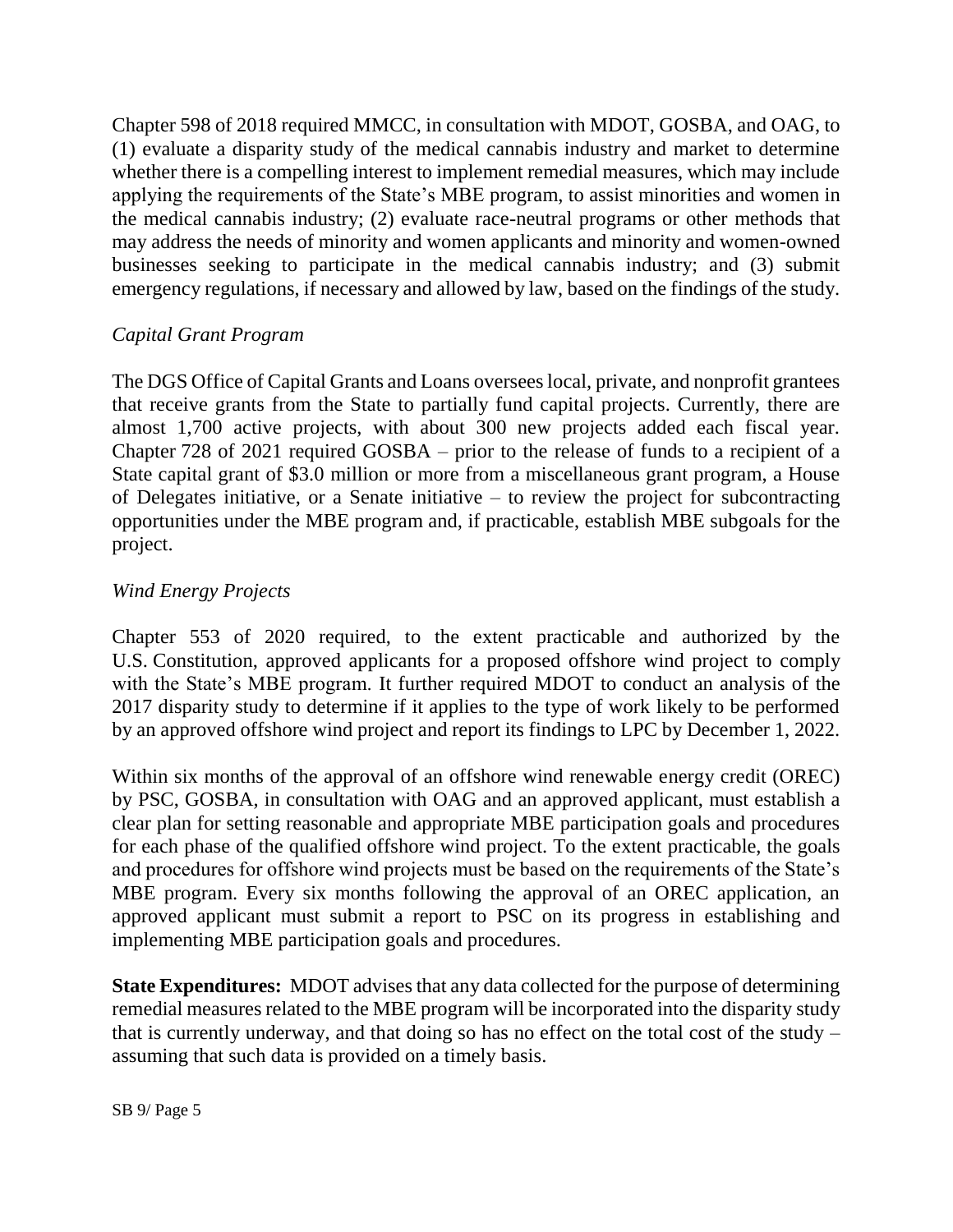Chapter 598 of 2018 required MMCC, in consultation with MDOT, GOSBA, and OAG, to (1) evaluate a disparity study of the medical cannabis industry and market to determine whether there is a compelling interest to implement remedial measures, which may include applying the requirements of the State's MBE program, to assist minorities and women in the medical cannabis industry; (2) evaluate race-neutral programs or other methods that may address the needs of minority and women applicants and minority and women-owned businesses seeking to participate in the medical cannabis industry; and (3) submit emergency regulations, if necessary and allowed by law, based on the findings of the study.

*Capital Grant Program*

The DGS Office of Capital Grants and Loans oversees local, private, and nonprofit grantees that receive grants from the State to partially fund capital projects. Currently, there are almost 1,700 active projects, with about 300 new projects added each fiscal year. Chapter 728 of 2021 required GOSBA – prior to the release of funds to a recipient of a State capital grant of $3.0 million or more from a miscellaneous grant program, a House of Delegates initiative, or a Senate initiative – to review the project for subcontracting opportunities under the MBE program and, if practicable, establish MBE subgoals for the project.

*Wind Energy Projects*

Chapter 553 of 2020 required, to the extent practicable and authorized by the U.S. Constitution, approved applicants for a proposed offshore wind project to comply with the State's MBE program. It further required MDOT to conduct an analysis of the 2017 disparity study to determine if it applies to the type of work likely to be performed by an approved offshore wind project and report its findings to LPC by December 1, 2022.

Within six months of the approval of an offshore wind renewable energy credit (OREC) by PSC, GOSBA, in consultation with OAG and an approved applicant, must establish a clear plan for setting reasonable and appropriate MBE participation goals and procedures for each phase of the qualified offshore wind project. To the extent practicable, the goals and procedures for offshore wind projects must be based on the requirements of the State's MBE program. Every six months following the approval of an OREC application, an approved applicant must submit a report to PSC on its progress in establishing and implementing MBE participation goals and procedures.

**State Expenditures:** MDOT advises that any data collected for the purpose of determining remedial measures related to the MBE program will be incorporated into the disparity study that is currently underway, and that doing so has no effect on the total cost of the study – assuming that such data is provided on a timely basis.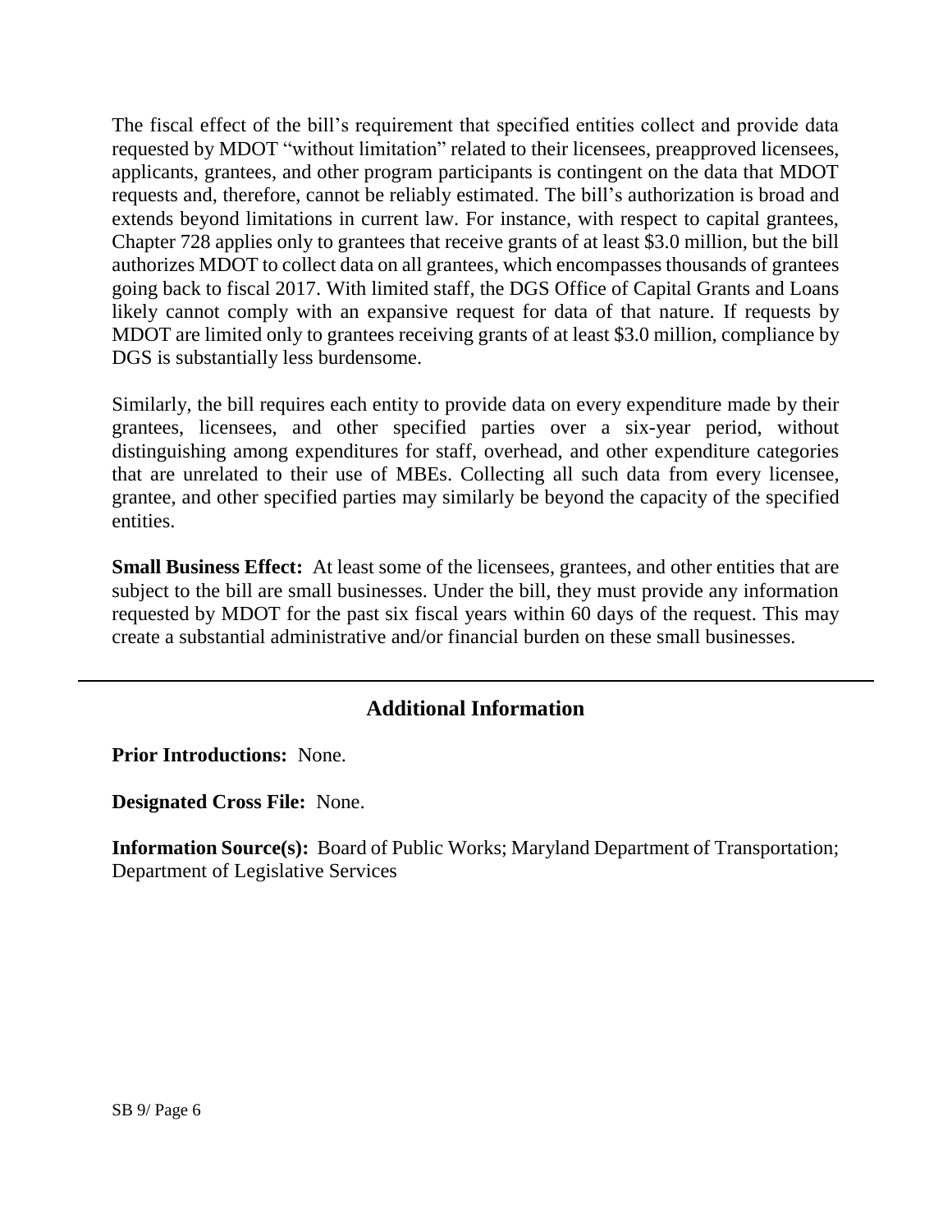The fiscal effect of the bill's requirement that specified entities collect and provide data requested by MDOT "without limitation" related to their licensees, preapproved licensees, applicants, grantees, and other program participants is contingent on the data that MDOT requests and, therefore, cannot be reliably estimated. The bill's authorization is broad and extends beyond limitations in current law. For instance, with respect to capital grantees, Chapter 728 applies only to grantees that receive grants of at least $3.0 million, but the bill authorizes MDOT to collect data on all grantees, which encompasses thousands of grantees going back to fiscal 2017. With limited staff, the DGS Office of Capital Grants and Loans likely cannot comply with an expansive request for data of that nature. If requests by MDOT are limited only to grantees receiving grants of at least $3.0 million, compliance by DGS is substantially less burdensome.

Similarly, the bill requires each entity to provide data on every expenditure made by their grantees, licensees, and other specified parties over a six-year period, without distinguishing among expenditures for staff, overhead, and other expenditure categories that are unrelated to their use of MBEs. Collecting all such data from every licensee, grantee, and other specified parties may similarly be beyond the capacity of the specified entities.

**Small Business Effect:** At least some of the licensees, grantees, and other entities that are subject to the bill are small businesses. Under the bill, they must provide any information requested by MDOT for the past six fiscal years within 60 days of the request. This may create a substantial administrative and/or financial burden on these small businesses.

---

## Additional Information

**Prior Introductions:** None.

**Designated Cross File:** None.

**Information Source(s):** Board of Public Works; Maryland Department of Transportation; Department of Legislative Services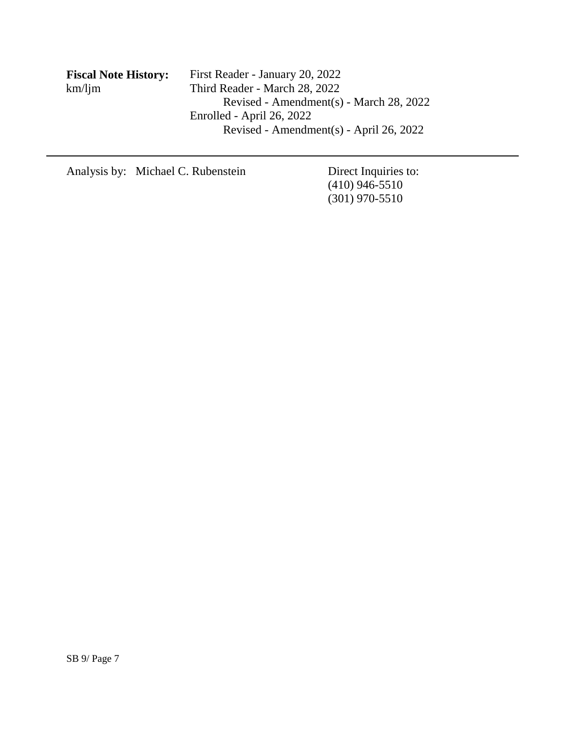**Fiscal Note History:** First Reader - January 20, 2022
km/ljm Third Reader - March 28, 2022
Revised - Amendment(s) - March 28, 2022
Enrolled - April 26, 2022
Revised - Amendment(s) - April 26, 2022

---

Analysis by: Michael C. Rubenstein

Direct Inquiries to:
(410) 946-5510
(301) 970-5510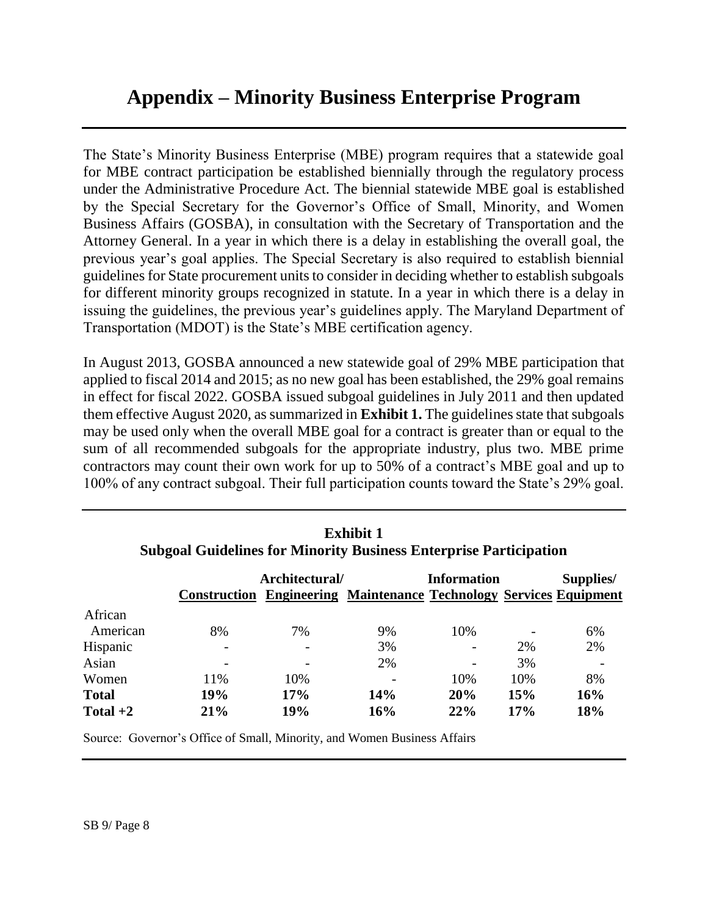# Appendix – Minority Business Enterprise Program

The State's Minority Business Enterprise (MBE) program requires that a statewide goal for MBE contract participation be established biennially through the regulatory process under the Administrative Procedure Act. The biennial statewide MBE goal is established by the Special Secretary for the Governor's Office of Small, Minority, and Women Business Affairs (GOSBA), in consultation with the Secretary of Transportation and the Attorney General. In a year in which there is a delay in establishing the overall goal, the previous year's goal applies. The Special Secretary is also required to establish biennial guidelines for State procurement units to consider in deciding whether to establish subgoals for different minority groups recognized in statute. In a year in which there is a delay in issuing the guidelines, the previous year's guidelines apply. The Maryland Department of Transportation (MDOT) is the State's MBE certification agency.

In August 2013, GOSBA announced a new statewide goal of 29% MBE participation that applied to fiscal 2014 and 2015; as no new goal has been established, the 29% goal remains in effect for fiscal 2022. GOSBA issued subgoal guidelines in July 2011 and then updated them effective August 2020, as summarized in **Exhibit 1.** The guidelines state that subgoals may be used only when the overall MBE goal for a contract is greater than or equal to the sum of all recommended subgoals for the appropriate industry, plus two. MBE prime contractors may count their own work for up to 50% of a contract's MBE goal and up to 100% of any contract subgoal. Their full participation counts toward the State's 29% goal.

**Exhibit 1**
**Subgoal Guidelines for Minority Business Enterprise Participation**

| | Construction | Architectural/ Engineering | Maintenance | Information Technology | Services | Supplies/ Equipment |
|---|---|---|---|---|---|---|
| African American | 8% | 7% | 9% | 10% | - | 6% |
| Hispanic | - | - | 3% | - | 2% | 2% |
| Asian | - | - | 2% | - | 3% | - |
| Women | 11% | 10% | - | 10% | 10% | 8% |
| **Total** | **19%** | **17%** | **14%** | **20%** | **15%** | **16%** |
| **Total +2** | **21%** | **19%** | **16%** | **22%** | **17%** | **18%** |

Source: Governor's Office of Small, Minority, and Women Business Affairs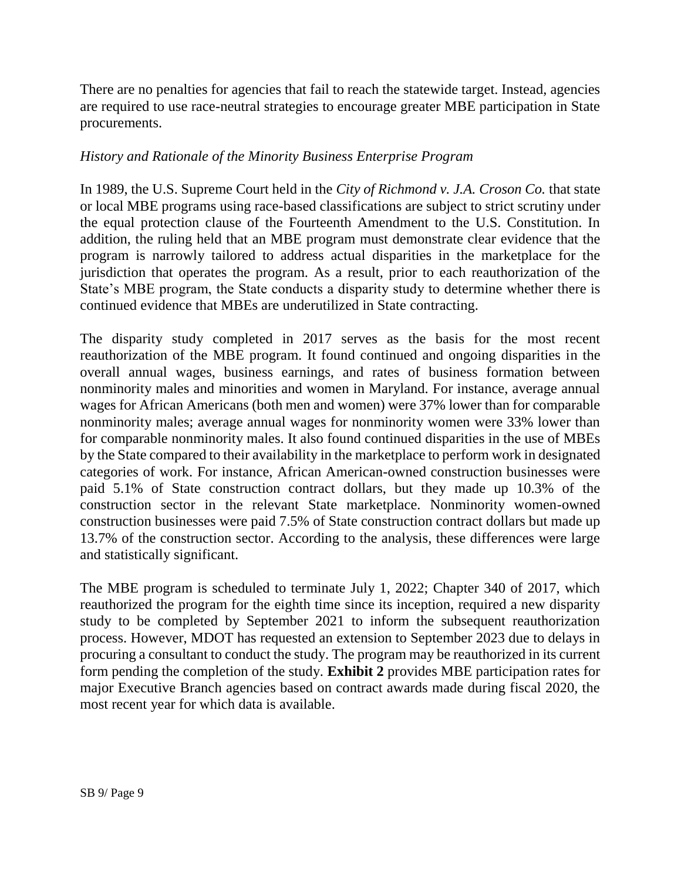There are no penalties for agencies that fail to reach the statewide target. Instead, agencies are required to use race-neutral strategies to encourage greater MBE participation in State procurements.

*History and Rationale of the Minority Business Enterprise Program*

In 1989, the U.S. Supreme Court held in the *City of Richmond v. J.A. Croson Co.* that state or local MBE programs using race-based classifications are subject to strict scrutiny under the equal protection clause of the Fourteenth Amendment to the U.S. Constitution. In addition, the ruling held that an MBE program must demonstrate clear evidence that the program is narrowly tailored to address actual disparities in the marketplace for the jurisdiction that operates the program. As a result, prior to each reauthorization of the State's MBE program, the State conducts a disparity study to determine whether there is continued evidence that MBEs are underutilized in State contracting.

The disparity study completed in 2017 serves as the basis for the most recent reauthorization of the MBE program. It found continued and ongoing disparities in the overall annual wages, business earnings, and rates of business formation between nonminority males and minorities and women in Maryland. For instance, average annual wages for African Americans (both men and women) were 37% lower than for comparable nonminority males; average annual wages for nonminority women were 33% lower than for comparable nonminority males. It also found continued disparities in the use of MBEs by the State compared to their availability in the marketplace to perform work in designated categories of work. For instance, African American-owned construction businesses were paid 5.1% of State construction contract dollars, but they made up 10.3% of the construction sector in the relevant State marketplace. Nonminority women-owned construction businesses were paid 7.5% of State construction contract dollars but made up 13.7% of the construction sector. According to the analysis, these differences were large and statistically significant.

The MBE program is scheduled to terminate July 1, 2022; Chapter 340 of 2017, which reauthorized the program for the eighth time since its inception, required a new disparity study to be completed by September 2021 to inform the subsequent reauthorization process. However, MDOT has requested an extension to September 2023 due to delays in procuring a consultant to conduct the study. The program may be reauthorized in its current form pending the completion of the study. **Exhibit 2** provides MBE participation rates for major Executive Branch agencies based on contract awards made during fiscal 2020, the most recent year for which data is available.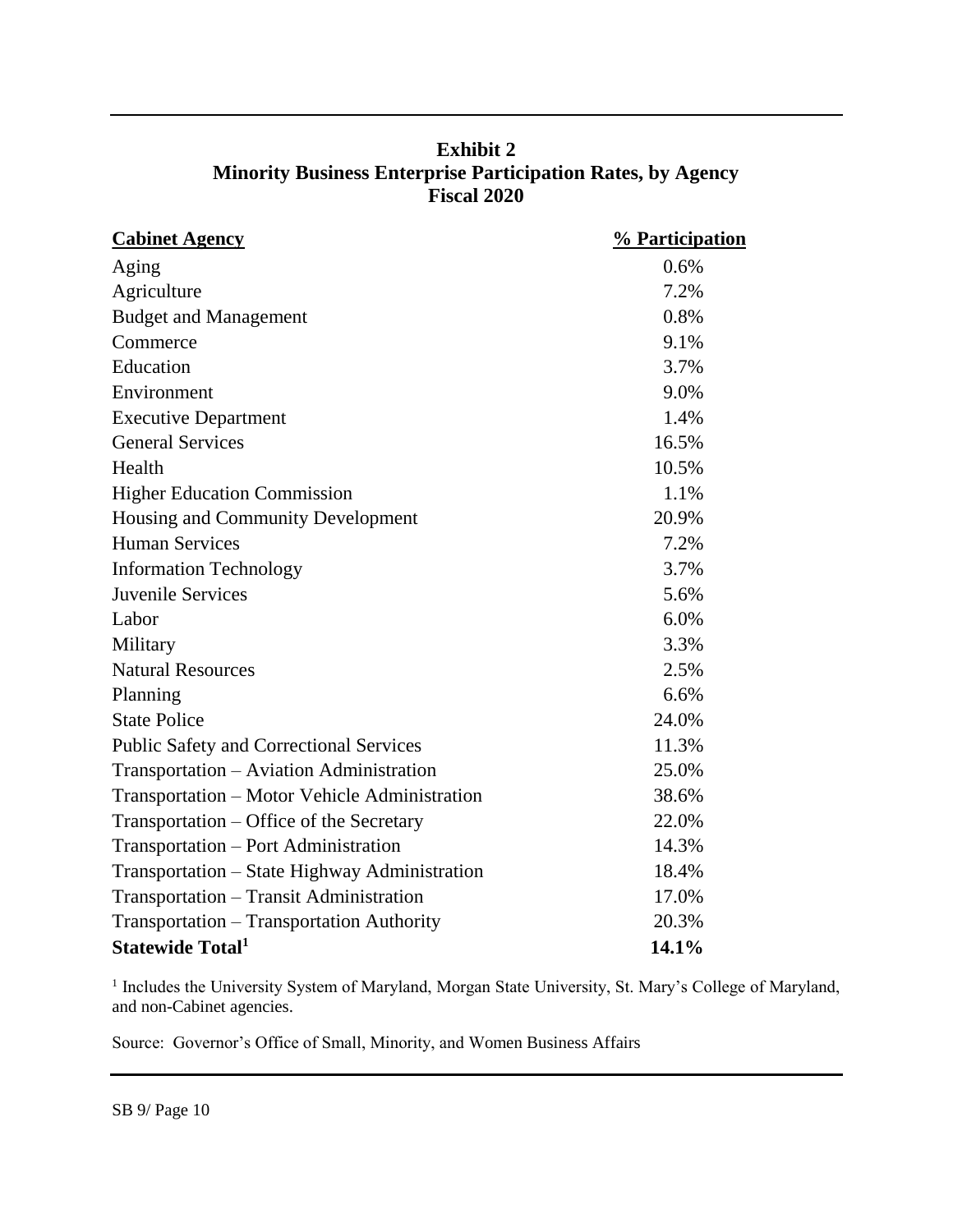**Exhibit 2**
**Minority Business Enterprise Participation Rates, by Agency**
**Fiscal 2020**

| Cabinet Agency | % Participation |
|---|---|
| Aging | 0.6% |
| Agriculture | 7.2% |
| Budget and Management | 0.8% |
| Commerce | 9.1% |
| Education | 3.7% |
| Environment | 9.0% |
| Executive Department | 1.4% |
| General Services | 16.5% |
| Health | 10.5% |
| Higher Education Commission | 1.1% |
| Housing and Community Development | 20.9% |
| Human Services | 7.2% |
| Information Technology | 3.7% |
| Juvenile Services | 5.6% |
| Labor | 6.0% |
| Military | 3.3% |
| Natural Resources | 2.5% |
| Planning | 6.6% |
| State Police | 24.0% |
| Public Safety and Correctional Services | 11.3% |
| Transportation – Aviation Administration | 25.0% |
| Transportation – Motor Vehicle Administration | 38.6% |
| Transportation – Office of the Secretary | 22.0% |
| Transportation – Port Administration | 14.3% |
| Transportation – State Highway Administration | 18.4% |
| Transportation – Transit Administration | 17.0% |
| Transportation – Transportation Authority | 20.3% |
| **Statewide Total[1]** | **14.1%** |

[1] Includes the University System of Maryland, Morgan State University, St. Mary's College of Maryland, and non-Cabinet agencies.

Source: Governor's Office of Small, Minority, and Women Business Affairs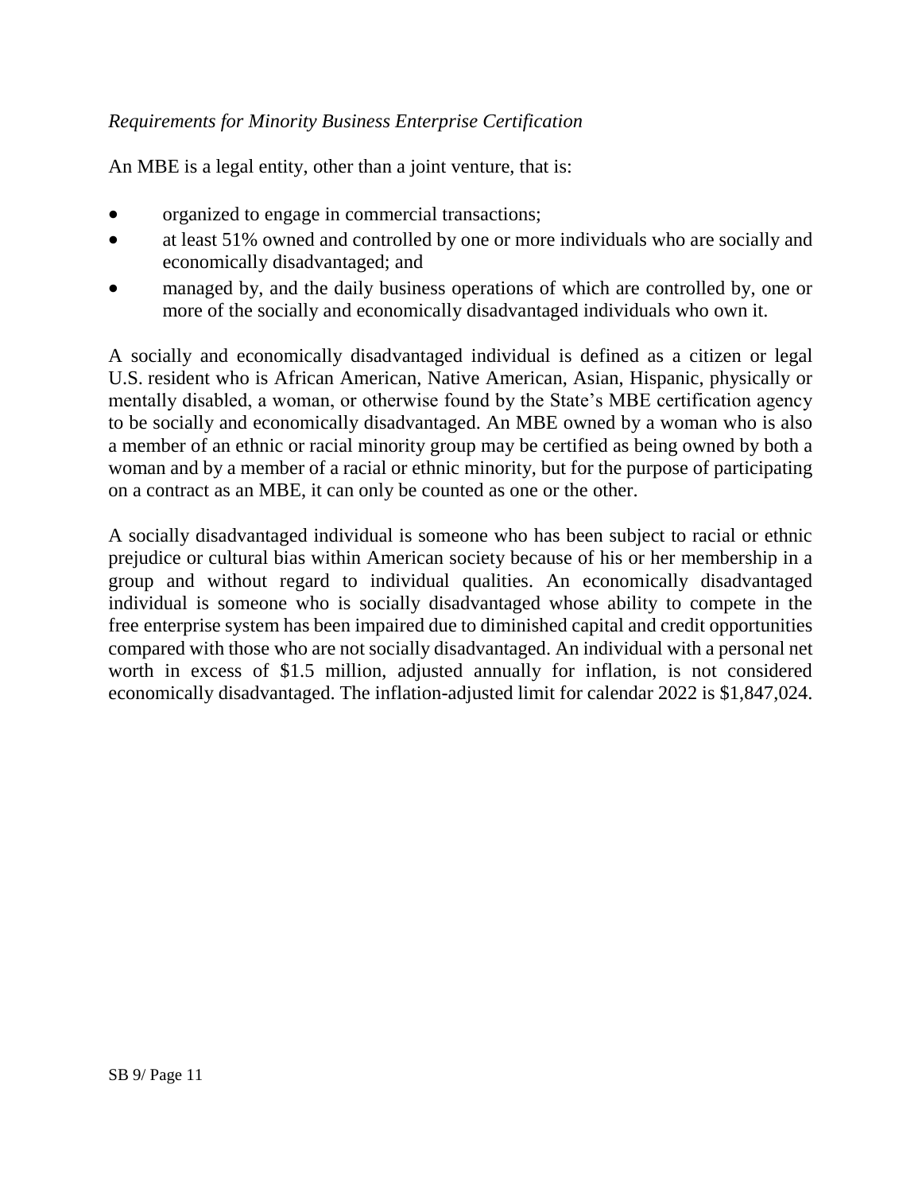*Requirements for Minority Business Enterprise Certification*

An MBE is a legal entity, other than a joint venture, that is:

- organized to engage in commercial transactions;
- at least 51% owned and controlled by one or more individuals who are socially and economically disadvantaged; and
- managed by, and the daily business operations of which are controlled by, one or more of the socially and economically disadvantaged individuals who own it.

A socially and economically disadvantaged individual is defined as a citizen or legal U.S. resident who is African American, Native American, Asian, Hispanic, physically or mentally disabled, a woman, or otherwise found by the State's MBE certification agency to be socially and economically disadvantaged. An MBE owned by a woman who is also a member of an ethnic or racial minority group may be certified as being owned by both a woman and by a member of a racial or ethnic minority, but for the purpose of participating on a contract as an MBE, it can only be counted as one or the other.

A socially disadvantaged individual is someone who has been subject to racial or ethnic prejudice or cultural bias within American society because of his or her membership in a group and without regard to individual qualities. An economically disadvantaged individual is someone who is socially disadvantaged whose ability to compete in the free enterprise system has been impaired due to diminished capital and credit opportunities compared with those who are not socially disadvantaged. An individual with a personal net worth in excess of $1.5 million, adjusted annually for inflation, is not considered economically disadvantaged. The inflation-adjusted limit for calendar 2022 is $1,847,024.